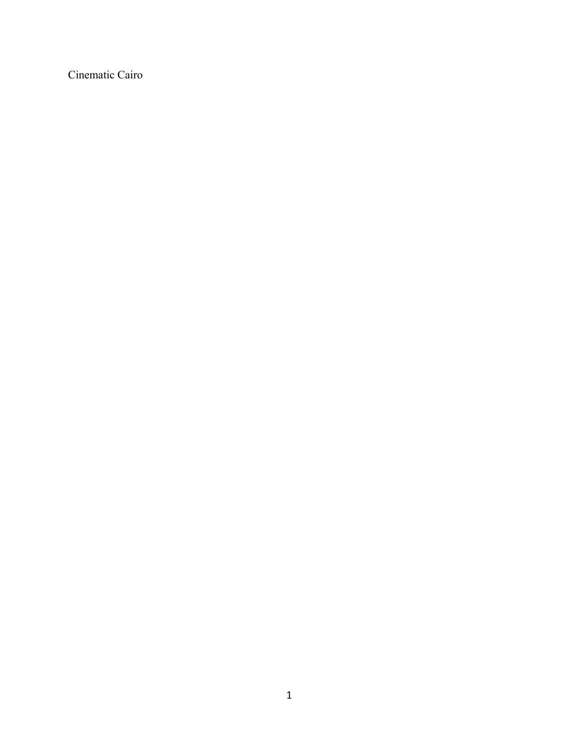Cinematic Cairo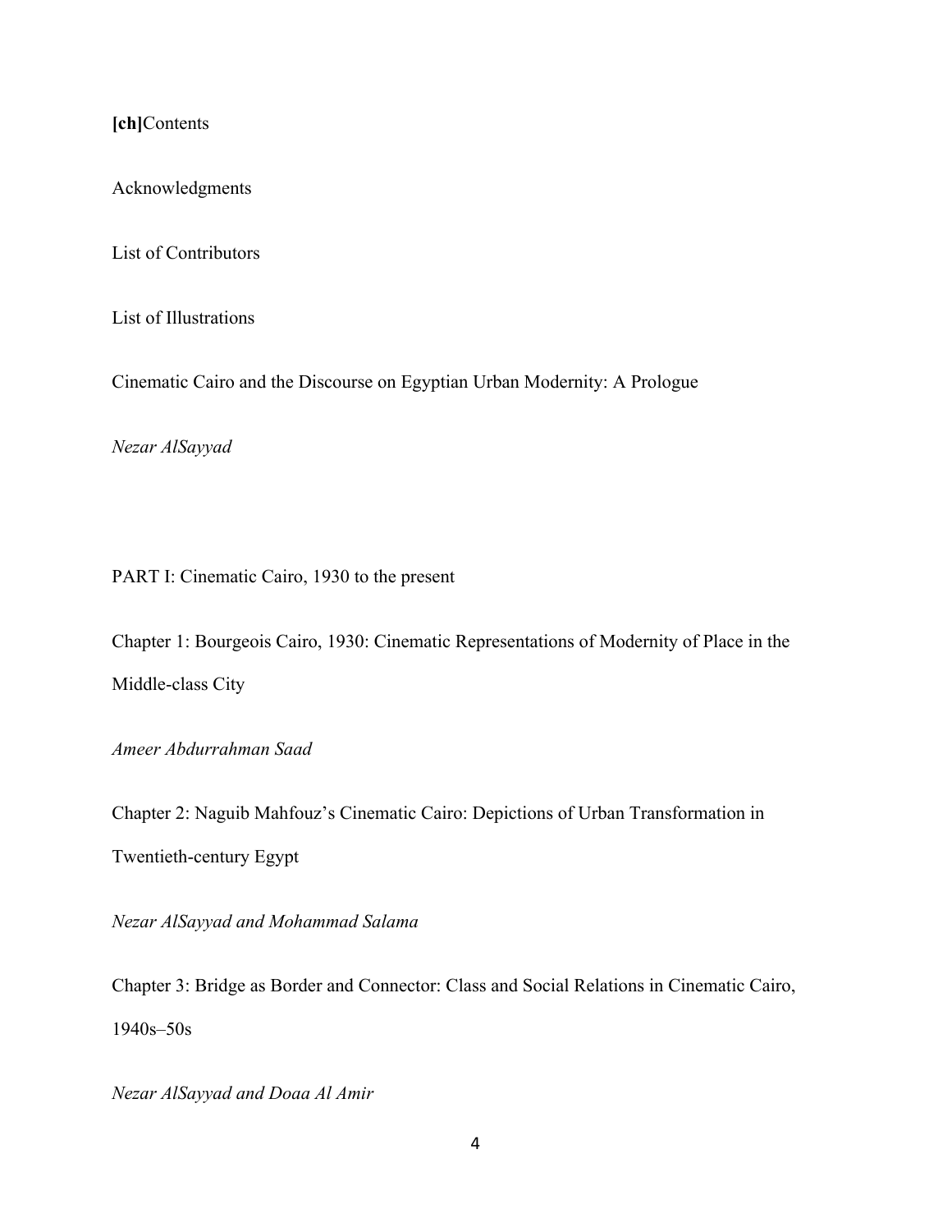**[ch]**Contents

Acknowledgments

List of Contributors

List of Illustrations

Cinematic Cairo and the Discourse on Egyptian Urban Modernity: A Prologue

*Nezar AlSayyad*

PART I: Cinematic Cairo, 1930 to the present

Chapter 1: Bourgeois Cairo, 1930: Cinematic Representations of Modernity of Place in the Middle-class City

*Ameer Abdurrahman Saad*

Chapter 2: Naguib Mahfouz's Cinematic Cairo: Depictions of Urban Transformation in Twentieth-century Egypt

*Nezar AlSayyad and Mohammad Salama*

Chapter 3: Bridge as Border and Connector: Class and Social Relations in Cinematic Cairo, 1940s–50s

*Nezar AlSayyad and Doaa Al Amir*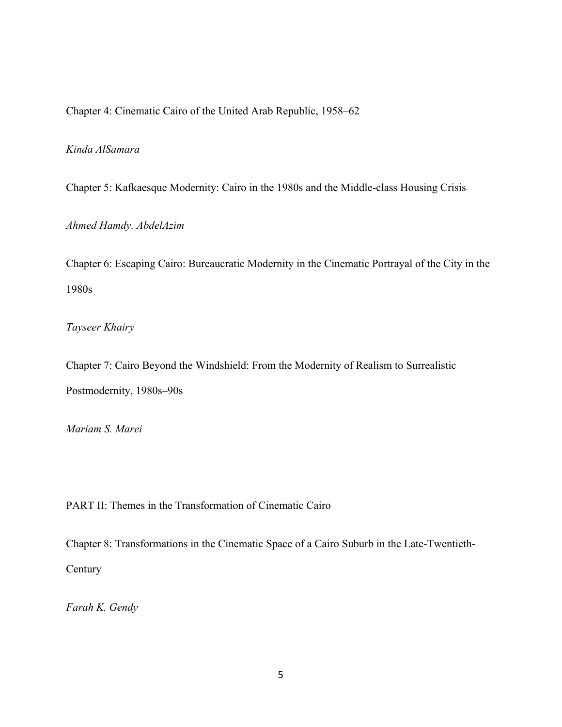Chapter 4: Cinematic Cairo of the United Arab Republic, 1958–62

*Kinda AlSamara*

Chapter 5: Kafkaesque Modernity: Cairo in the 1980s and the Middle-class Housing Crisis

*Ahmed Hamdy. AbdelAzim*

Chapter 6: Escaping Cairo: Bureaucratic Modernity in the Cinematic Portrayal of the City in the 1980s

*Tayseer Khairy*

Chapter 7: Cairo Beyond the Windshield: From the Modernity of Realism to Surrealistic Postmodernity, 1980s–90s

*Mariam S. Marei*

PART II: Themes in the Transformation of Cinematic Cairo

Chapter 8: Transformations in the Cinematic Space of a Cairo Suburb in the Late-Twentieth-Century

*Farah K. Gendy*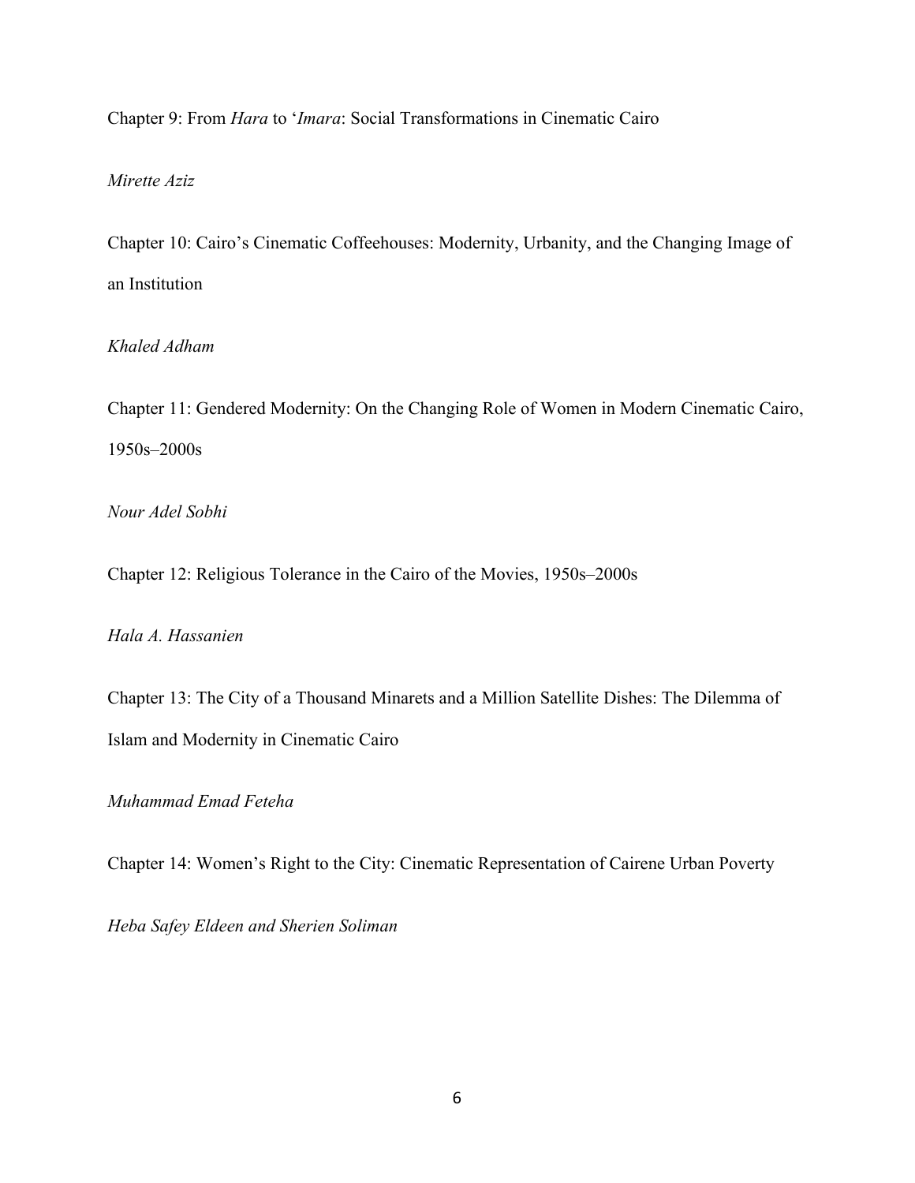Chapter 9: From *Hara* to ‘*Imara*: Social Transformations in Cinematic Cairo

*Mirette Aziz*

Chapter 10: Cairo’s Cinematic Coffeehouses: Modernity, Urbanity, and the Changing Image of an Institution

*Khaled Adham*

Chapter 11: Gendered Modernity: On the Changing Role of Women in Modern Cinematic Cairo, 1950s–2000s

*Nour Adel Sobhi*

Chapter 12: Religious Tolerance in the Cairo of the Movies, 1950s–2000s

*Hala A. Hassanien*

Chapter 13: The City of a Thousand Minarets and a Million Satellite Dishes: The Dilemma of Islam and Modernity in Cinematic Cairo

*Muhammad Emad Feteha*

Chapter 14: Women’s Right to the City: Cinematic Representation of Cairene Urban Poverty

*Heba Safey Eldeen and Sherien Soliman*